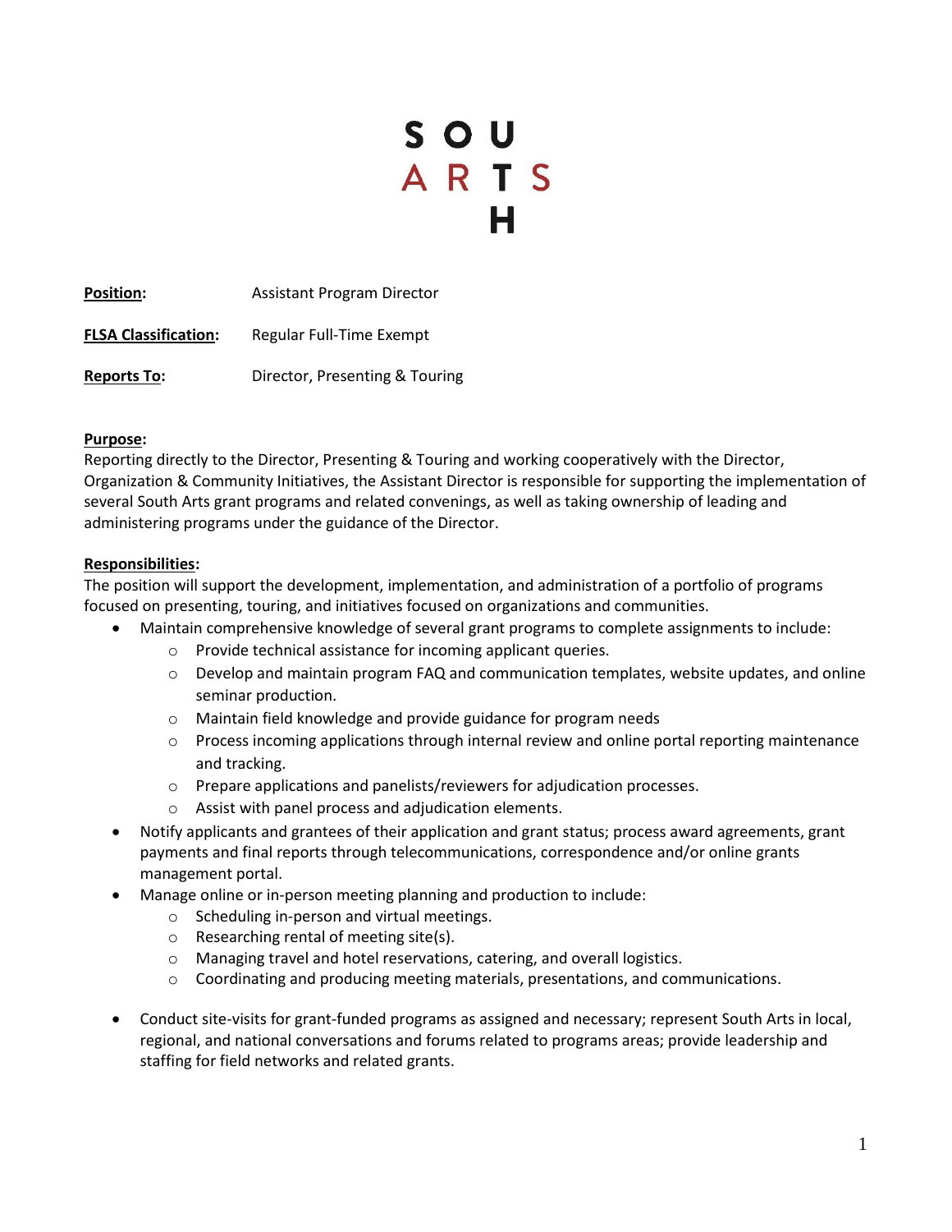SOUTH ARTS

**Position:** Assistant Program Director

**FLSA Classification:** Regular Full-Time Exempt

**Reports To:** Director, Presenting & Touring

**Purpose:**
Reporting directly to the Director, Presenting & Touring and working cooperatively with the Director, Organization & Community Initiatives, the Assistant Director is responsible for supporting the implementation of several South Arts grant programs and related convenings, as well as taking ownership of leading and administering programs under the guidance of the Director.

**Responsibilities:**
The position will support the development, implementation, and administration of a portfolio of programs focused on presenting, touring, and initiatives focused on organizations and communities.

- Maintain comprehensive knowledge of several grant programs to complete assignments to include:
  - Provide technical assistance for incoming applicant queries.
  - Develop and maintain program FAQ and communication templates, website updates, and online seminar production.
  - Maintain field knowledge and provide guidance for program needs
  - Process incoming applications through internal review and online portal reporting maintenance and tracking.
  - Prepare applications and panelists/reviewers for adjudication processes.
  - Assist with panel process and adjudication elements.
- Notify applicants and grantees of their application and grant status; process award agreements, grant payments and final reports through telecommunications, correspondence and/or online grants management portal.
- Manage online or in-person meeting planning and production to include:
  - Scheduling in-person and virtual meetings.
  - Researching rental of meeting site(s).
  - Managing travel and hotel reservations, catering, and overall logistics.
  - Coordinating and producing meeting materials, presentations, and communications.
- Conduct site-visits for grant-funded programs as assigned and necessary; represent South Arts in local, regional, and national conversations and forums related to programs areas; provide leadership and staffing for field networks and related grants.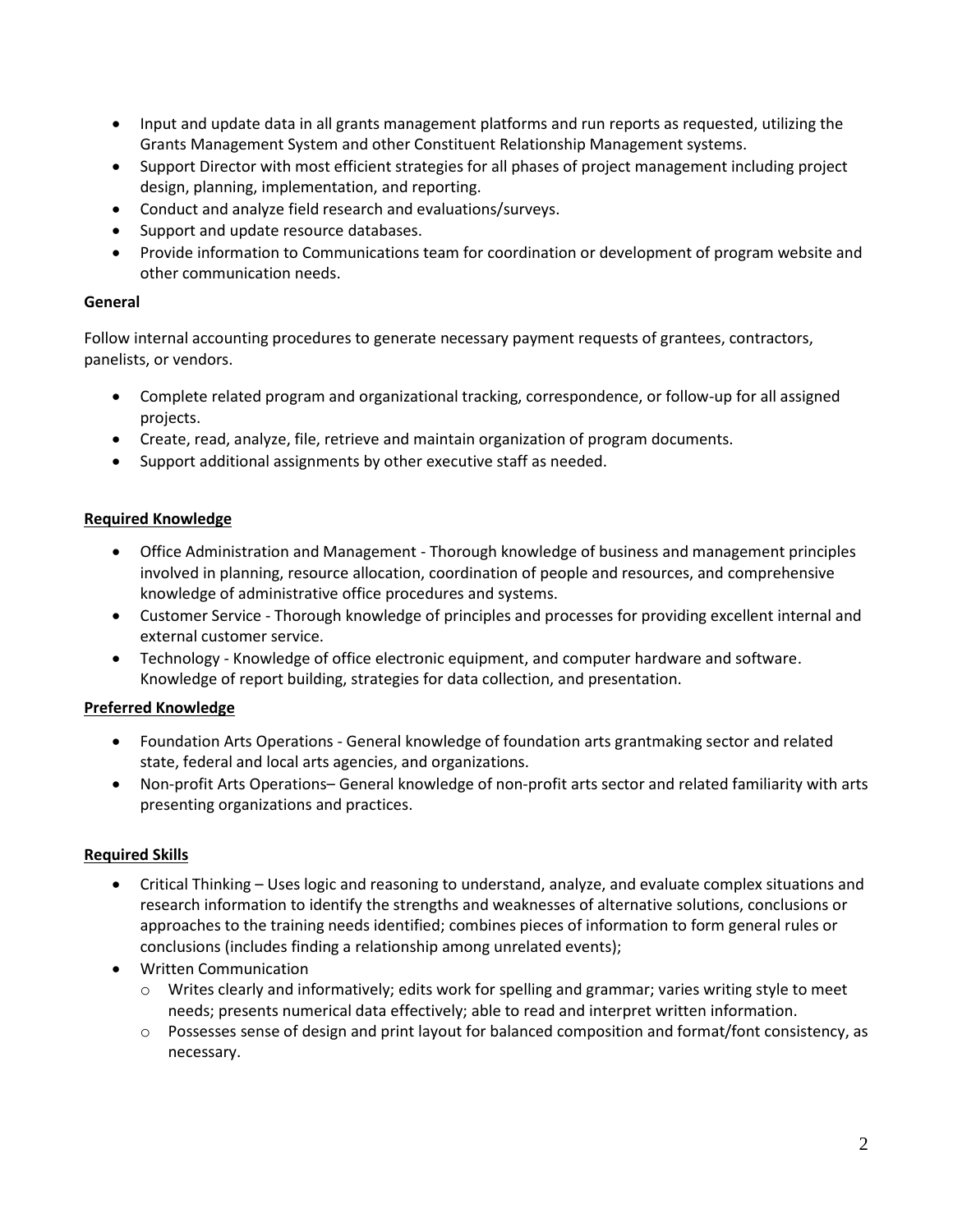- Input and update data in all grants management platforms and run reports as requested, utilizing the Grants Management System and other Constituent Relationship Management systems.
- Support Director with most efficient strategies for all phases of project management including project design, planning, implementation, and reporting.
- Conduct and analyze field research and evaluations/surveys.
- Support and update resource databases.
- Provide information to Communications team for coordination or development of program website and other communication needs.

**General**

Follow internal accounting procedures to generate necessary payment requests of grantees, contractors, panelists, or vendors.

- Complete related program and organizational tracking, correspondence, or follow-up for all assigned projects.
- Create, read, analyze, file, retrieve and maintain organization of program documents.
- Support additional assignments by other executive staff as needed.

**Required Knowledge**

- Office Administration and Management - Thorough knowledge of business and management principles involved in planning, resource allocation, coordination of people and resources, and comprehensive knowledge of administrative office procedures and systems.
- Customer Service - Thorough knowledge of principles and processes for providing excellent internal and external customer service.
- Technology - Knowledge of office electronic equipment, and computer hardware and software. Knowledge of report building, strategies for data collection, and presentation.

**Preferred Knowledge**

- Foundation Arts Operations - General knowledge of foundation arts grantmaking sector and related state, federal and local arts agencies, and organizations.
- Non-profit Arts Operations– General knowledge of non-profit arts sector and related familiarity with arts presenting organizations and practices.

**Required Skills**

- Critical Thinking – Uses logic and reasoning to understand, analyze, and evaluate complex situations and research information to identify the strengths and weaknesses of alternative solutions, conclusions or approaches to the training needs identified; combines pieces of information to form general rules or conclusions (includes finding a relationship among unrelated events);
- Written Communication
  - Writes clearly and informatively; edits work for spelling and grammar; varies writing style to meet needs; presents numerical data effectively; able to read and interpret written information.
  - Possesses sense of design and print layout for balanced composition and format/font consistency, as necessary.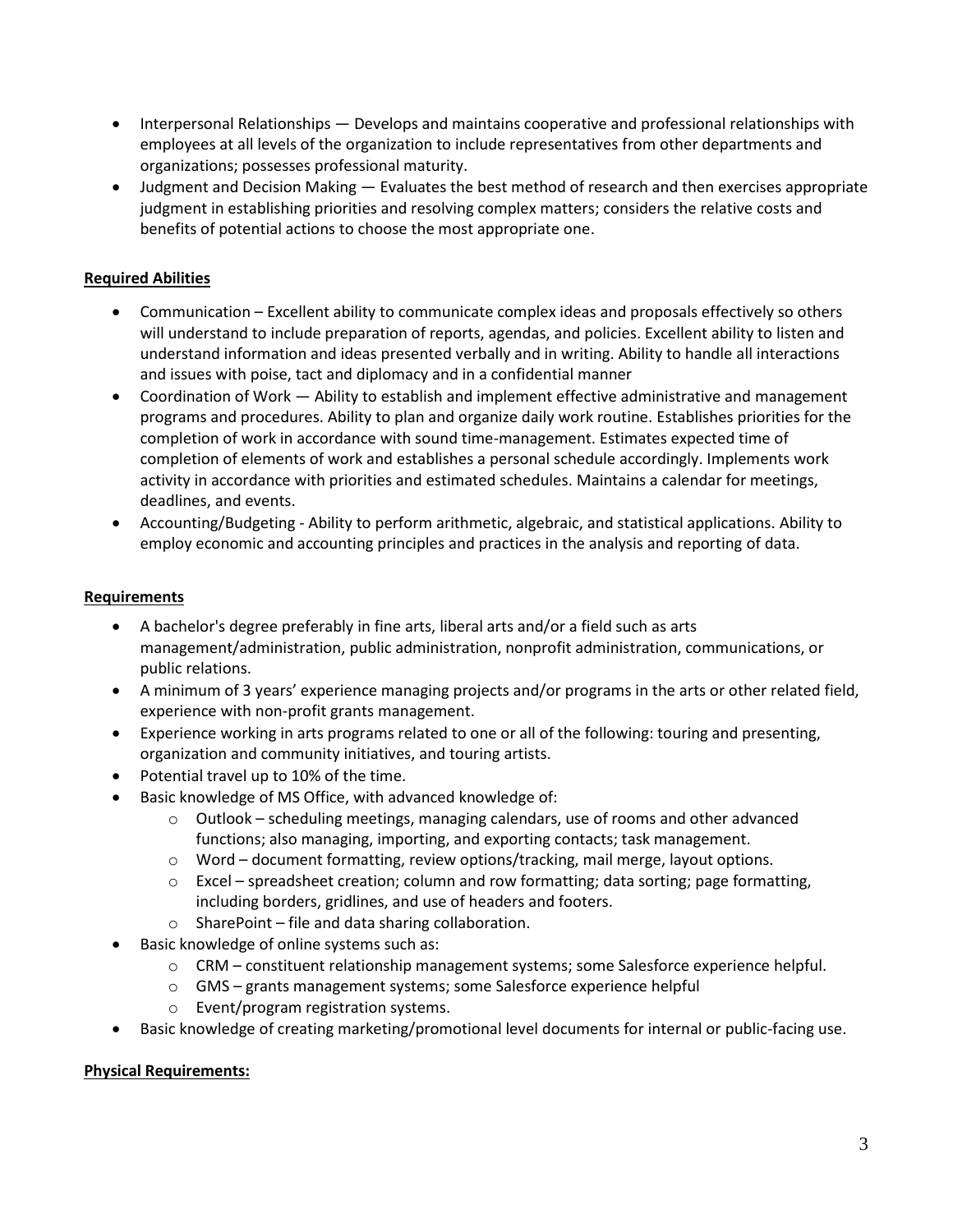- Interpersonal Relationships — Develops and maintains cooperative and professional relationships with employees at all levels of the organization to include representatives from other departments and organizations; possesses professional maturity.
- Judgment and Decision Making — Evaluates the best method of research and then exercises appropriate judgment in establishing priorities and resolving complex matters; considers the relative costs and benefits of potential actions to choose the most appropriate one.

**Required Abilities**

- Communication – Excellent ability to communicate complex ideas and proposals effectively so others will understand to include preparation of reports, agendas, and policies. Excellent ability to listen and understand information and ideas presented verbally and in writing. Ability to handle all interactions and issues with poise, tact and diplomacy and in a confidential manner
- Coordination of Work — Ability to establish and implement effective administrative and management programs and procedures. Ability to plan and organize daily work routine. Establishes priorities for the completion of work in accordance with sound time-management. Estimates expected time of completion of elements of work and establishes a personal schedule accordingly. Implements work activity in accordance with priorities and estimated schedules. Maintains a calendar for meetings, deadlines, and events.
- Accounting/Budgeting - Ability to perform arithmetic, algebraic, and statistical applications. Ability to employ economic and accounting principles and practices in the analysis and reporting of data.

**Requirements**

- A bachelor's degree preferably in fine arts, liberal arts and/or a field such as arts management/administration, public administration, nonprofit administration, communications, or public relations.
- A minimum of 3 years' experience managing projects and/or programs in the arts or other related field, experience with non-profit grants management.
- Experience working in arts programs related to one or all of the following: touring and presenting, organization and community initiatives, and touring artists.
- Potential travel up to 10% of the time.
- Basic knowledge of MS Office, with advanced knowledge of:
  - Outlook – scheduling meetings, managing calendars, use of rooms and other advanced functions; also managing, importing, and exporting contacts; task management.
  - Word – document formatting, review options/tracking, mail merge, layout options.
  - Excel – spreadsheet creation; column and row formatting; data sorting; page formatting, including borders, gridlines, and use of headers and footers.
  - SharePoint – file and data sharing collaboration.
- Basic knowledge of online systems such as:
  - CRM – constituent relationship management systems; some Salesforce experience helpful.
  - GMS – grants management systems; some Salesforce experience helpful
  - Event/program registration systems.
- Basic knowledge of creating marketing/promotional level documents for internal or public-facing use.

**Physical Requirements:**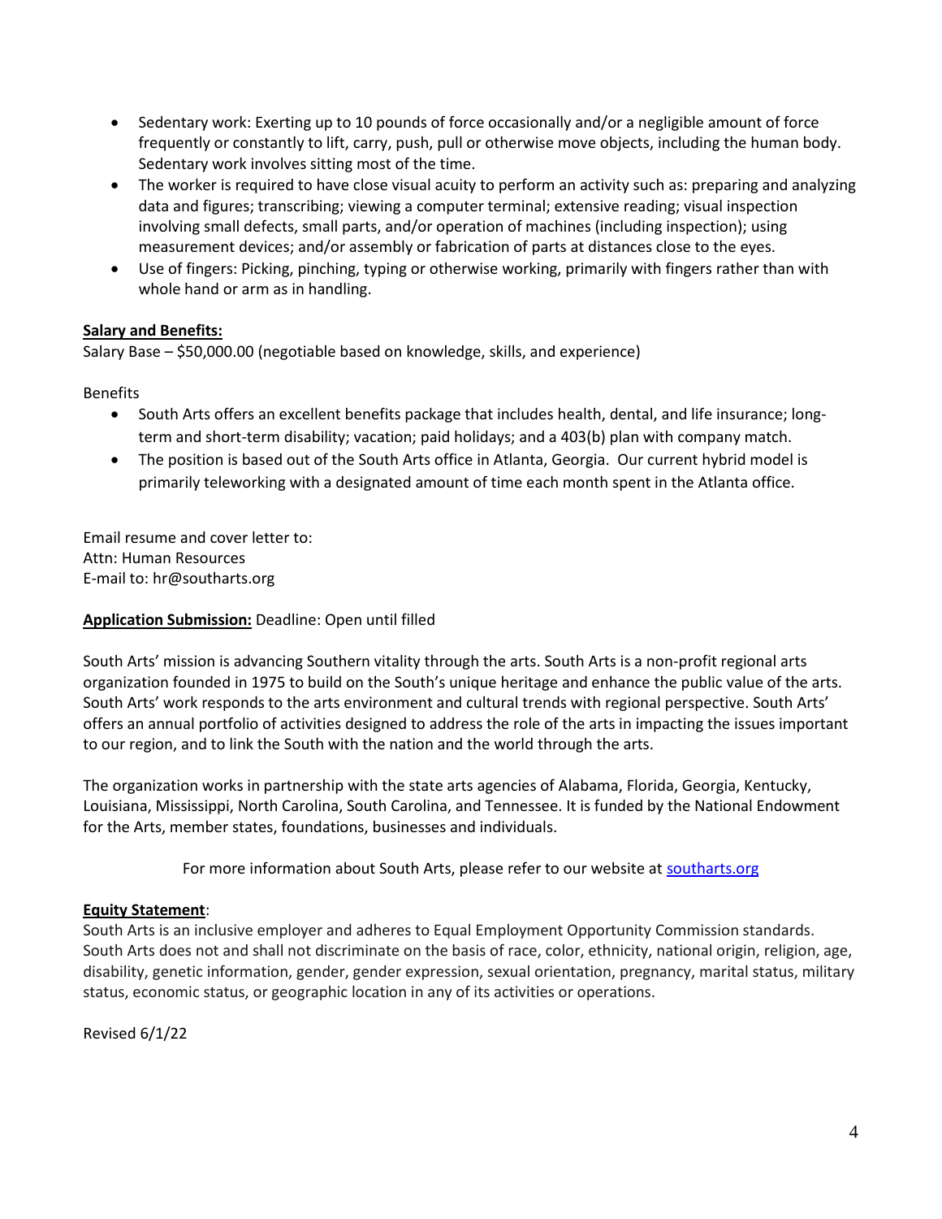- Sedentary work: Exerting up to 10 pounds of force occasionally and/or a negligible amount of force frequently or constantly to lift, carry, push, pull or otherwise move objects, including the human body. Sedentary work involves sitting most of the time.
- The worker is required to have close visual acuity to perform an activity such as: preparing and analyzing data and figures; transcribing; viewing a computer terminal; extensive reading; visual inspection involving small defects, small parts, and/or operation of machines (including inspection); using measurement devices; and/or assembly or fabrication of parts at distances close to the eyes.
- Use of fingers: Picking, pinching, typing or otherwise working, primarily with fingers rather than with whole hand or arm as in handling.

**Salary and Benefits:**

Salary Base – $50,000.00 (negotiable based on knowledge, skills, and experience)

Benefits

- South Arts offers an excellent benefits package that includes health, dental, and life insurance; long-term and short-term disability; vacation; paid holidays; and a 403(b) plan with company match.
- The position is based out of the South Arts office in Atlanta, Georgia. Our current hybrid model is primarily teleworking with a designated amount of time each month spent in the Atlanta office.

Email resume and cover letter to:
Attn: Human Resources
E-mail to: hr@southarts.org

**Application Submission:** Deadline: Open until filled

South Arts' mission is advancing Southern vitality through the arts. South Arts is a non-profit regional arts organization founded in 1975 to build on the South's unique heritage and enhance the public value of the arts. South Arts' work responds to the arts environment and cultural trends with regional perspective. South Arts' offers an annual portfolio of activities designed to address the role of the arts in impacting the issues important to our region, and to link the South with the nation and the world through the arts.

The organization works in partnership with the state arts agencies of Alabama, Florida, Georgia, Kentucky, Louisiana, Mississippi, North Carolina, South Carolina, and Tennessee. It is funded by the National Endowment for the Arts, member states, foundations, businesses and individuals.

For more information about South Arts, please refer to our website at [southarts.org](southarts.org)

**Equity Statement**:

South Arts is an inclusive employer and adheres to Equal Employment Opportunity Commission standards. South Arts does not and shall not discriminate on the basis of race, color, ethnicity, national origin, religion, age, disability, genetic information, gender, gender expression, sexual orientation, pregnancy, marital status, military status, economic status, or geographic location in any of its activities or operations.

Revised 6/1/22